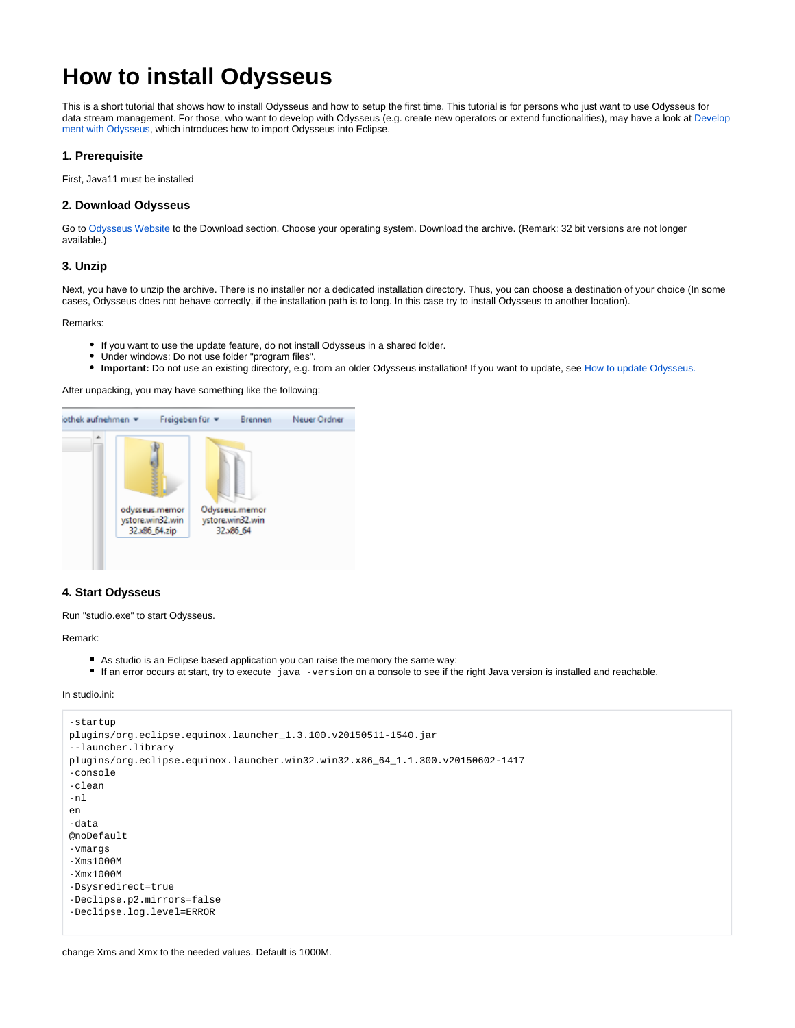# How to install Odysseus

This is a short tutorial that shows how to install Odysseus and how to setup the first time. This tutorial is for persons who just want to use Odysseus for data stream management. For those, who want to develop with Odysseus (e.g. create new operators or extend functionalities), may have a look at Development with Odysseus, which introduces how to import Odysseus into Eclipse.

### 1. Prerequisite

First, Java11 must be installed

### 2. Download Odysseus

Go to Odysseus Website to the Download section. Choose your operating system. Download the archive. (Remark: 32 bit versions are not longer available.)

### 3. Unzip

Next, you have to unzip the archive. There is no installer nor a dedicated installation directory. Thus, you can choose a destination of your choice (In some cases, Odysseus does not behave correctly, if the installation path is to long. In this case try to install Odysseus to another location).

Remarks:

- If you want to use the update feature, do not install Odysseus in a shared folder.
- Under windows: Do not use folder "program files".
- **Important:** Do not use an existing directory, e.g. from an older Odysseus installation! If you want to update, see How to update Odysseus.

After unpacking, you may have something like the following:

### 4. Start Odysseus

Run "studio.exe" to start Odysseus.

Remark:

- As studio is an Eclipse based application you can raise the memory the same way:
- If an error occurs at start, try to execute `java -version` on a console to see if the right Java version is installed and reachable.

In studio.ini:

```
-startup
plugins/org.eclipse.equinox.launcher_1.3.100.v20150511-1540.jar
--launcher.library
plugins/org.eclipse.equinox.launcher.win32.win32.x86_64_1.1.300.v20150602-1417
-console
-clean
-nl
en
-data
@noDefault
-vmargs
-Xms1000M
-Xmx1000M
-Dsysredirect=true
-Declipse.p2.mirrors=false
-Declipse.log.level=ERROR
```

change Xms and Xmx to the needed values. Default is 1000M.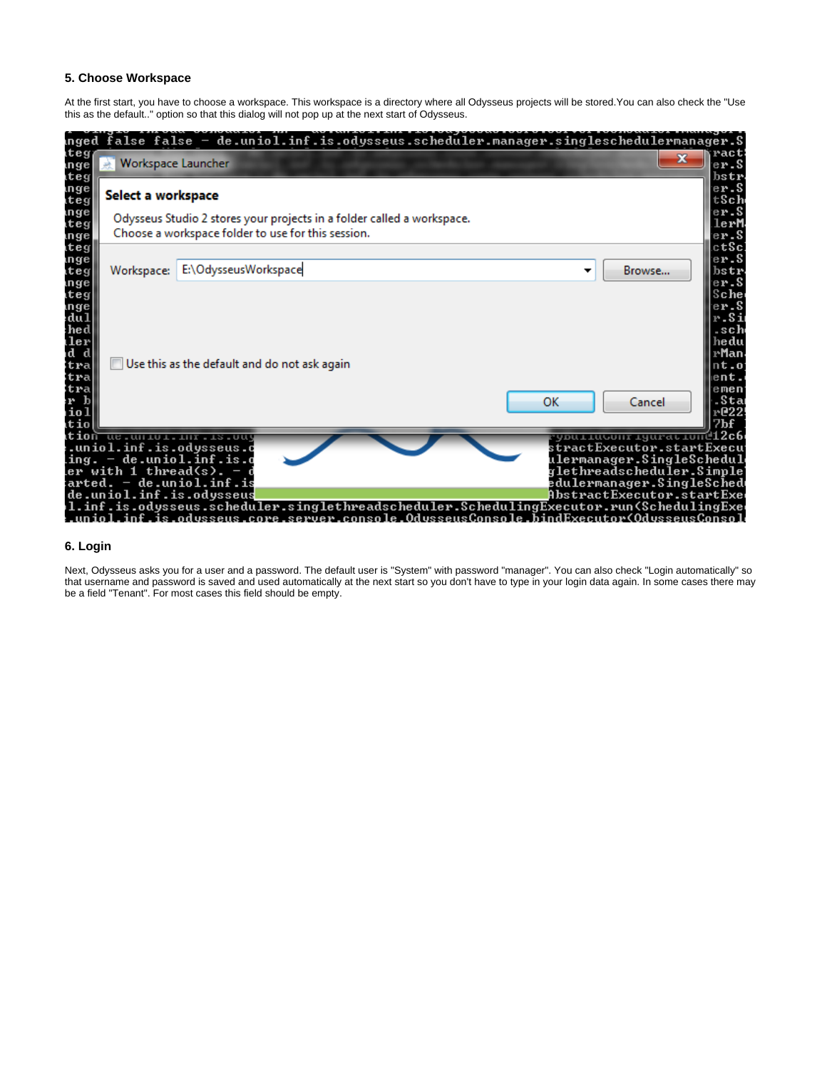## 5. Choose Workspace

At the first start, you have to choose a workspace. This workspace is a directory where all Odysseus projects will be stored.You can also check the "Use this as the default.." option so that this dialog will not pop up at the next start of Odysseus.

## 6. Login

Next, Odysseus asks you for a user and a password. The default user is "System" with password "manager". You can also check "Login automatically" so that username and password is saved and used automatically at the next start so you don't have to type in your login data again. In some cases there may be a field "Tenant". For most cases this field should be empty.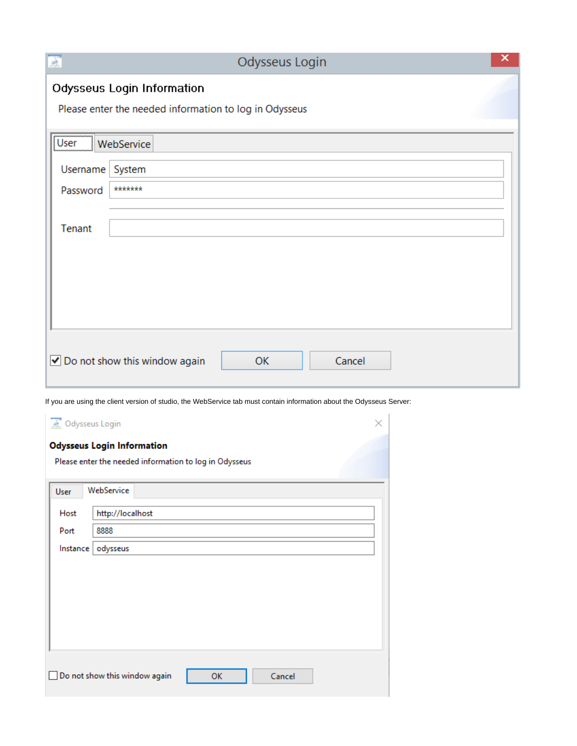If you are using the client version of studio, the WebService tab must contain information about the Odysseus Server: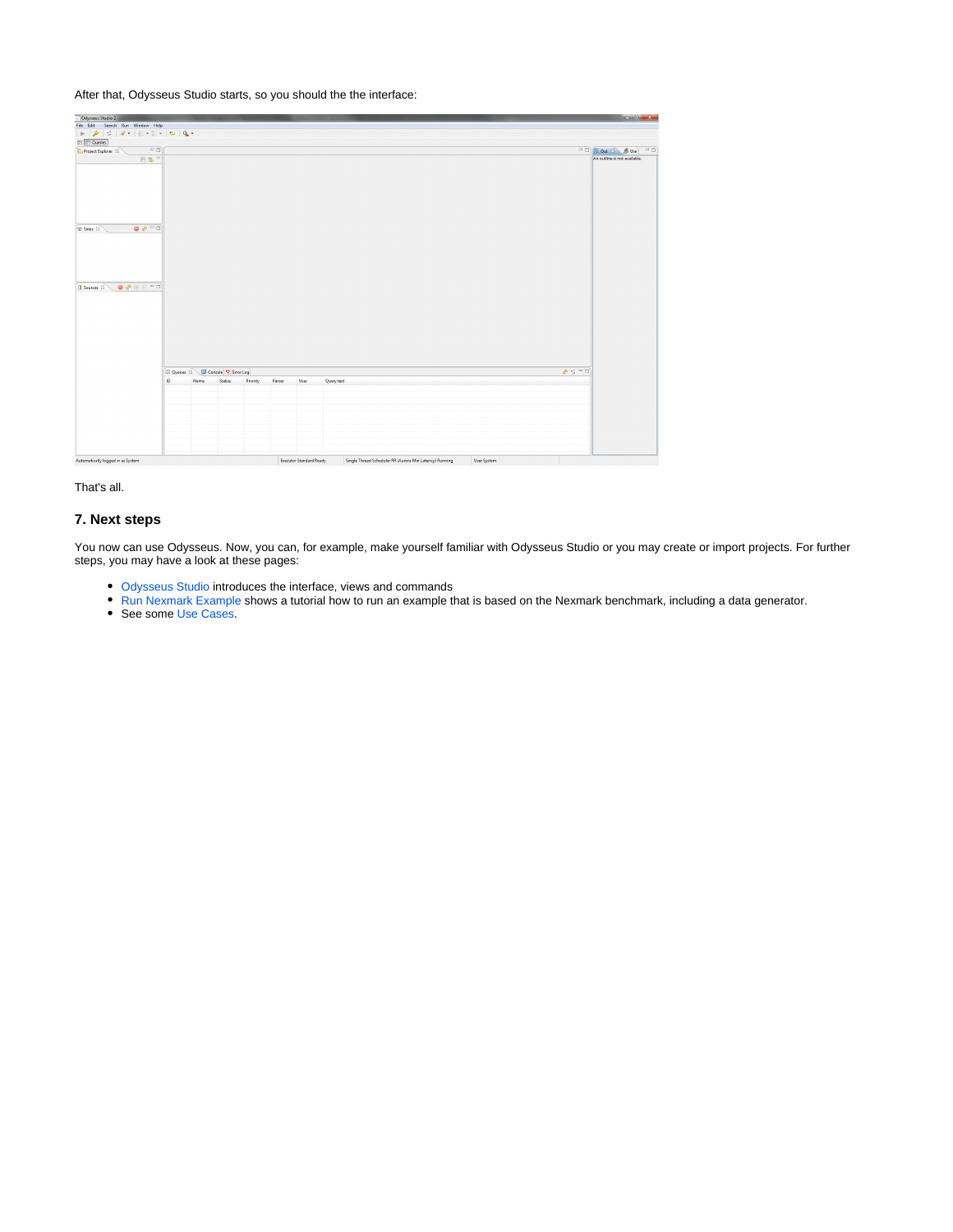After that, Odysseus Studio starts, so you should the the interface:

That's all.

## 7. Next steps

You now can use Odysseus. Now, you can, for example, make yourself familiar with Odysseus Studio or you may create or import projects. For further steps, you may have a look at these pages:

- Odysseus Studio introduces the interface, views and commands
- Run Nexmark Example shows a tutorial how to run an example that is based on the Nexmark benchmark, including a data generator.
- See some Use Cases.